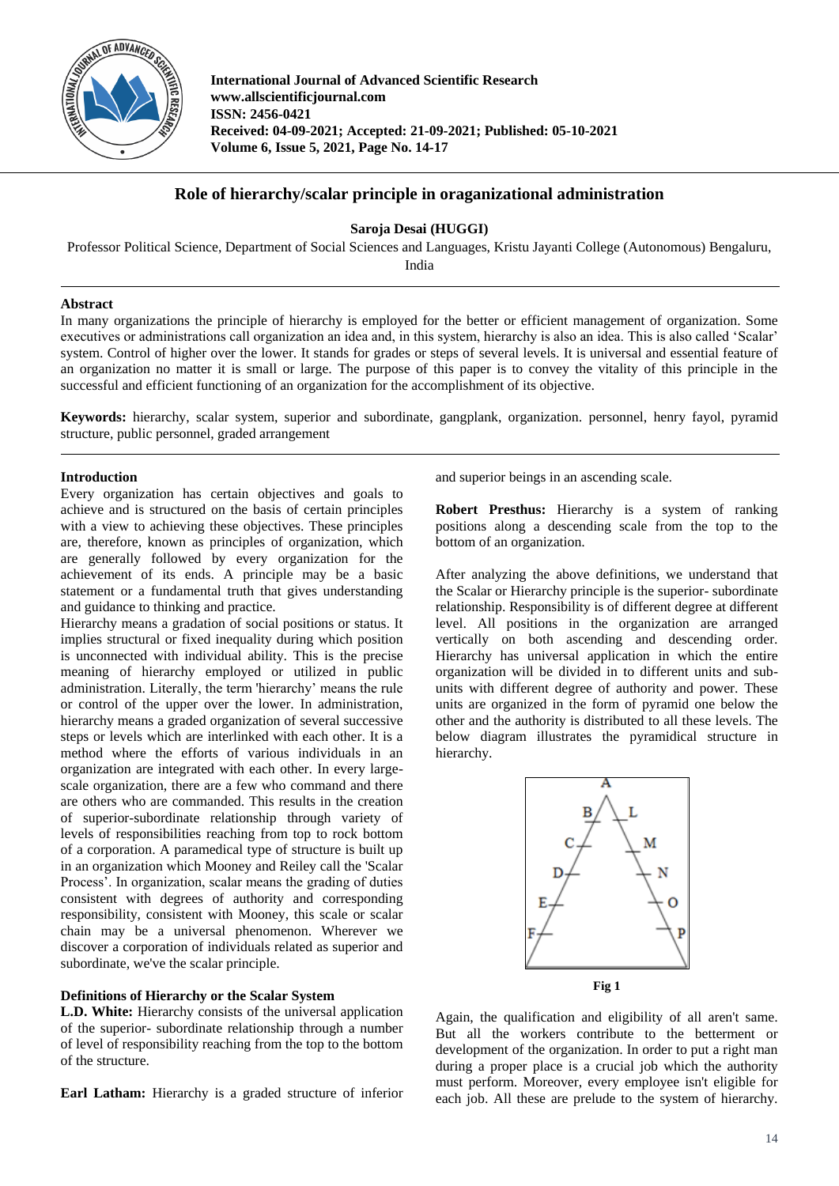# Role of hierarchy/scalar principle in oraganizational administration

**Saroja Desai (HUGGI)**

Professor Political Science, Department of Social Sciences and Languages, Kristu Jayanti College (Autonomous) Bengaluru, India

## Abstract

In many organizations the principle of hierarchy is employed for the better or efficient management of organization. Some executives or administrations call organization an idea and, in this system, hierarchy is also an idea. This is also called 'Scalar' system. Control of higher over the lower. It stands for grades or steps of several levels. It is universal and essential feature of an organization no matter it is small or large. The purpose of this paper is to convey the vitality of this principle in the successful and efficient functioning of an organization for the accomplishment of its objective.

**Keywords:** hierarchy, scalar system, superior and subordinate, gangplank, organization. personnel, henry fayol, pyramid structure, public personnel, graded arrangement

## Introduction

Every organization has certain objectives and goals to achieve and is structured on the basis of certain principles with a view to achieving these objectives. These principles are, therefore, known as principles of organization, which are generally followed by every organization for the achievement of its ends. A principle may be a basic statement or a fundamental truth that gives understanding and guidance to thinking and practice.

Hierarchy means a gradation of social positions or status. It implies structural or fixed inequality during which position is unconnected with individual ability. This is the precise meaning of hierarchy employed or utilized in public administration. Literally, the term 'hierarchy' means the rule or control of the upper over the lower. In administration, hierarchy means a graded organization of several successive steps or levels which are interlinked with each other. It is a method where the efforts of various individuals in an organization are integrated with each other. In every large-scale organization, there are a few who command and there are others who are commanded. This results in the creation of superior-subordinate relationship through variety of levels of responsibilities reaching from top to rock bottom of a corporation. A paramedical type of structure is built up in an organization which Mooney and Reiley call the 'Scalar Process'. In organization, scalar means the grading of duties consistent with degrees of authority and corresponding responsibility, consistent with Mooney, this scale or scalar chain may be a universal phenomenon. Wherever we discover a corporation of individuals related as superior and subordinate, we've the scalar principle.

## Definitions of Hierarchy or the Scalar System

**L.D. White:** Hierarchy consists of the universal application of the superior- subordinate relationship through a number of level of responsibility reaching from the top to the bottom of the structure.

**Earl Latham:** Hierarchy is a graded structure of inferior and superior beings in an ascending scale.

**Robert Presthus:** Hierarchy is a system of ranking positions along a descending scale from the top to the bottom of an organization.

After analyzing the above definitions, we understand that the Scalar or Hierarchy principle is the superior- subordinate relationship. Responsibility is of different degree at different level. All positions in the organization are arranged vertically on both ascending and descending order. Hierarchy has universal application in which the entire organization will be divided in to different units and sub-units with different degree of authority and power. These units are organized in the form of pyramid one below the other and the authority is distributed to all these levels. The below diagram illustrates the pyramidical structure in hierarchy.

Fig 1

Again, the qualification and eligibility of all aren't same. But all the workers contribute to the betterment or development of the organization. In order to put a right man during a proper place is a crucial job which the authority must perform. Moreover, every employee isn't eligible for each job. All these are prelude to the system of hierarchy.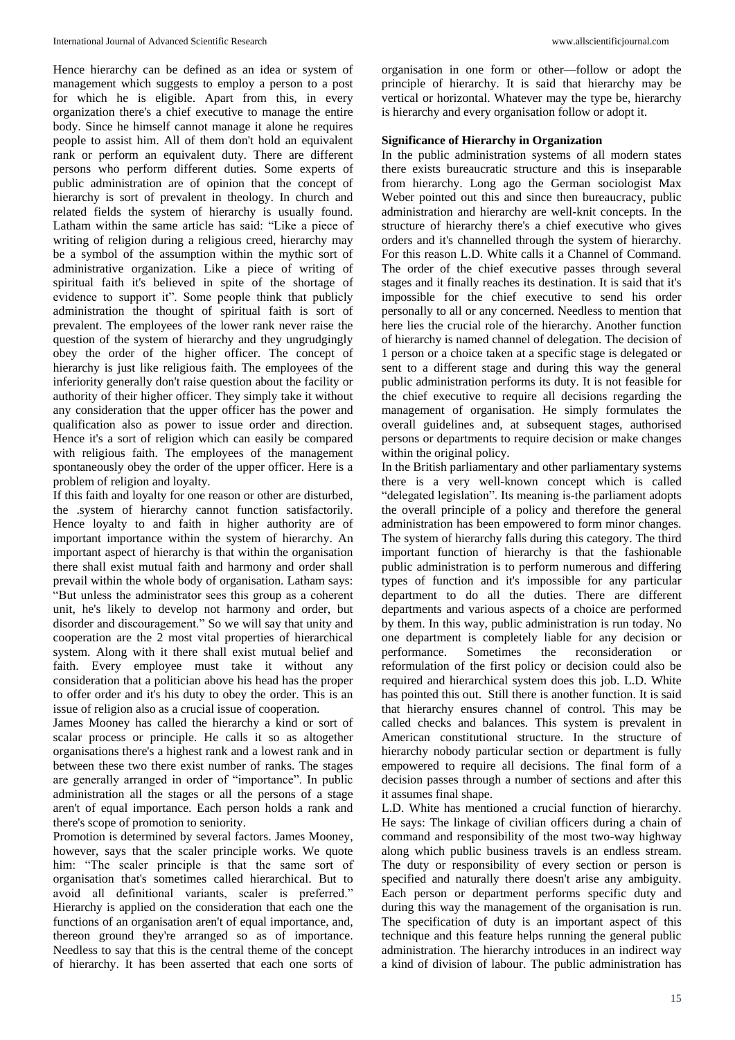Hence hierarchy can be defined as an idea or system of management which suggests to employ a person to a post for which he is eligible. Apart from this, in every organization there's a chief executive to manage the entire body. Since he himself cannot manage it alone he requires people to assist him. All of them don't hold an equivalent rank or perform an equivalent duty. There are different persons who perform different duties. Some experts of public administration are of opinion that the concept of hierarchy is sort of prevalent in theology. In church and related fields the system of hierarchy is usually found. Latham within the same article has said: "Like a piece of writing of religion during a religious creed, hierarchy may be a symbol of the assumption within the mythic sort of administrative organization. Like a piece of writing of spiritual faith it's believed in spite of the shortage of evidence to support it". Some people think that publicly administration the thought of spiritual faith is sort of prevalent. The employees of the lower rank never raise the question of the system of hierarchy and they ungrudgingly obey the order of the higher officer. The concept of hierarchy is just like religious faith. The employees of the inferiority generally don't raise question about the facility or authority of their higher officer. They simply take it without any consideration that the upper officer has the power and qualification also as power to issue order and direction. Hence it's a sort of religion which can easily be compared with religious faith. The employees of the management spontaneously obey the order of the upper officer. Here is a problem of religion and loyalty.

If this faith and loyalty for one reason or other are disturbed, the .system of hierarchy cannot function satisfactorily. Hence loyalty to and faith in higher authority are of important importance within the system of hierarchy. An important aspect of hierarchy is that within the organisation there shall exist mutual faith and harmony and order shall prevail within the whole body of organisation. Latham says: "But unless the administrator sees this group as a coherent unit, he's likely to develop not harmony and order, but disorder and discouragement." So we will say that unity and cooperation are the 2 most vital properties of hierarchical system. Along with it there shall exist mutual belief and faith. Every employee must take it without any consideration that a politician above his head has the proper to offer order and it's his duty to obey the order. This is an issue of religion also as a crucial issue of cooperation.

James Mooney has called the hierarchy a kind or sort of scalar process or principle. He calls it so as altogether organisations there's a highest rank and a lowest rank and in between these two there exist number of ranks. The stages are generally arranged in order of "importance". In public administration all the stages or all the persons of a stage aren't of equal importance. Each person holds a rank and there's scope of promotion to seniority.

Promotion is determined by several factors. James Mooney, however, says that the scaler principle works. We quote him: "The scaler principle is that the same sort of organisation that's sometimes called hierarchical. But to avoid all definitional variants, scaler is preferred." Hierarchy is applied on the consideration that each one the functions of an organisation aren't of equal importance, and, thereon ground they're arranged so as of importance. Needless to say that this is the central theme of the concept of hierarchy. It has been asserted that each one sorts of organisation in one form or other—follow or adopt the principle of hierarchy. It is said that hierarchy may be vertical or horizontal. Whatever may the type be, hierarchy is hierarchy and every organisation follow or adopt it.

## Significance of Hierarchy in Organization

In the public administration systems of all modern states there exists bureaucratic structure and this is inseparable from hierarchy. Long ago the German sociologist Max Weber pointed out this and since then bureaucracy, public administration and hierarchy are well-knit concepts. In the structure of hierarchy there's a chief executive who gives orders and it's channelled through the system of hierarchy. For this reason L.D. White calls it a Channel of Command. The order of the chief executive passes through several stages and it finally reaches its destination. It is said that it's impossible for the chief executive to send his order personally to all or any concerned. Needless to mention that here lies the crucial role of the hierarchy. Another function of hierarchy is named channel of delegation. The decision of 1 person or a choice taken at a specific stage is delegated or sent to a different stage and during this way the general public administration performs its duty. It is not feasible for the chief executive to require all decisions regarding the management of organisation. He simply formulates the overall guidelines and, at subsequent stages, authorised persons or departments to require decision or make changes within the original policy.

In the British parliamentary and other parliamentary systems there is a very well-known concept which is called "delegated legislation". Its meaning is-the parliament adopts the overall principle of a policy and therefore the general administration has been empowered to form minor changes. The system of hierarchy falls during this category. The third important function of hierarchy is that the fashionable public administration is to perform numerous and differing types of function and it's impossible for any particular department to do all the duties. There are different departments and various aspects of a choice are performed by them. In this way, public administration is run today. No one department is completely liable for any decision or performance. Sometimes the reconsideration or reformulation of the first policy or decision could also be required and hierarchical system does this job. L.D. White has pointed this out. Still there is another function. It is said that hierarchy ensures channel of control. This may be called checks and balances. This system is prevalent in American constitutional structure. In the structure of hierarchy nobody particular section or department is fully empowered to require all decisions. The final form of a decision passes through a number of sections and after this it assumes final shape.

L.D. White has mentioned a crucial function of hierarchy. He says: The linkage of civilian officers during a chain of command and responsibility of the most two-way highway along which public business travels is an endless stream. The duty or responsibility of every section or person is specified and naturally there doesn't arise any ambiguity. Each person or department performs specific duty and during this way the management of the organisation is run. The specification of duty is an important aspect of this technique and this feature helps running the general public administration. The hierarchy introduces in an indirect way a kind of division of labour. The public administration has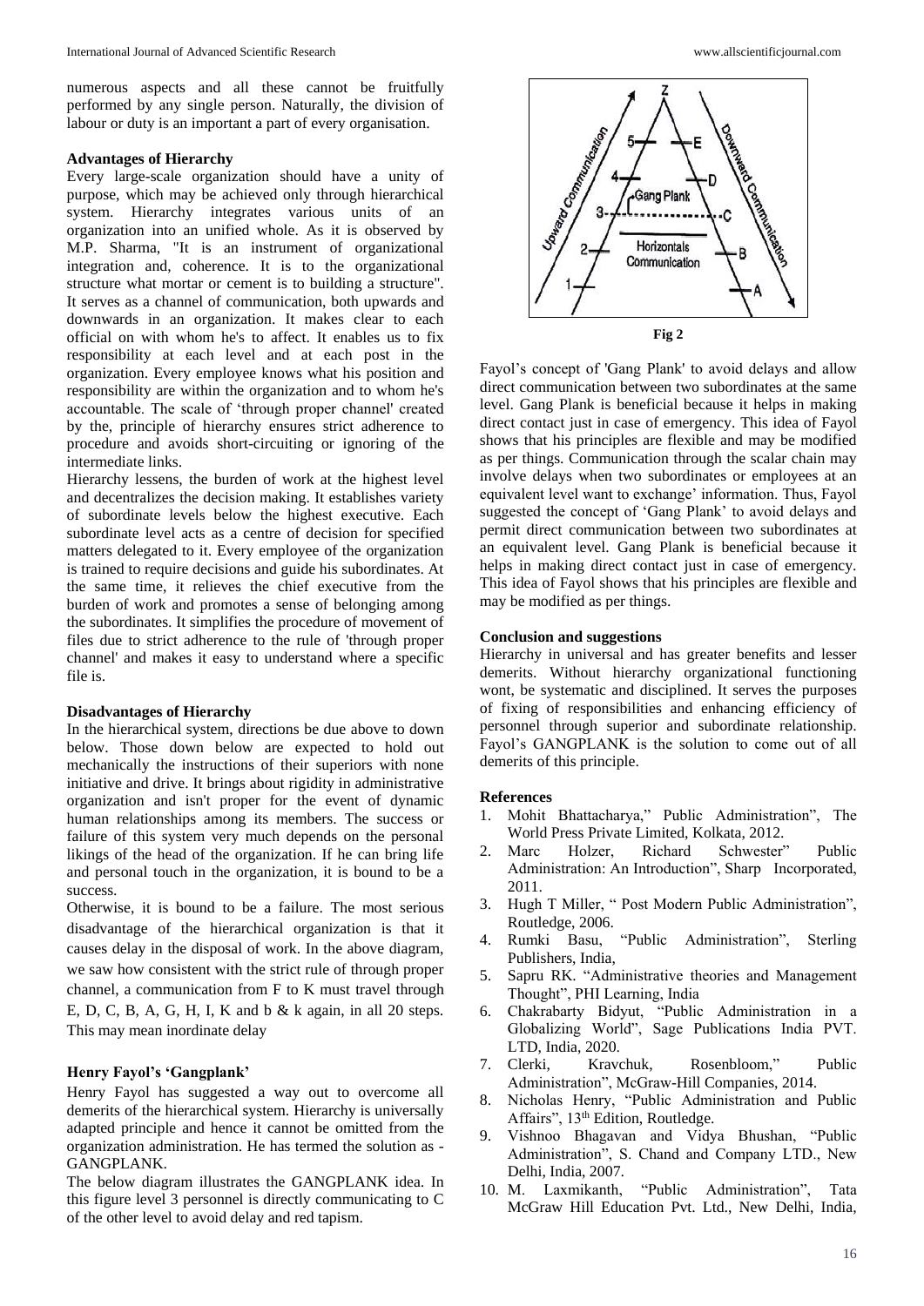numerous aspects and all these cannot be fruitfully performed by any single person. Naturally, the division of labour or duty is an important a part of every organisation.

**Advantages of Hierarchy**

Every large-scale organization should have a unity of purpose, which may be achieved only through hierarchical system. Hierarchy integrates various units of an organization into an unified whole. As it is observed by M.P. Sharma, "It is an instrument of organizational integration and, coherence. It is to the organizational structure what mortar or cement is to building a structure". It serves as a channel of communication, both upwards and downwards in an organization. It makes clear to each official on with whom he's to affect. It enables us to fix responsibility at each level and at each post in the organization. Every employee knows what his position and responsibility are within the organization and to whom he's accountable. The scale of 'through proper channel' created by the, principle of hierarchy ensures strict adherence to procedure and avoids short-circuiting or ignoring of the intermediate links.

Hierarchy lessens, the burden of work at the highest level and decentralizes the decision making. It establishes variety of subordinate levels below the highest executive. Each subordinate level acts as a centre of decision for specified matters delegated to it. Every employee of the organization is trained to require decisions and guide his subordinates. At the same time, it relieves the chief executive from the burden of work and promotes a sense of belonging among the subordinates. It simplifies the procedure of movement of files due to strict adherence to the rule of 'through proper channel' and makes it easy to understand where a specific file is.

**Disadvantages of Hierarchy**

In the hierarchical system, directions be due above to down below. Those down below are expected to hold out mechanically the instructions of their superiors with none initiative and drive. It brings about rigidity in administrative organization and isn't proper for the event of dynamic human relationships among its members. The success or failure of this system very much depends on the personal likings of the head of the organization. If he can bring life and personal touch in the organization, it is bound to be a success.

Otherwise, it is bound to be a failure. The most serious disadvantage of the hierarchical organization is that it causes delay in the disposal of work. In the above diagram, we saw how consistent with the strict rule of through proper channel, a communication from F to K must travel through E, D, C, B, A, G, H, I, K and b & k again, in all 20 steps. This may mean inordinate delay

**Henry Fayol's 'Gangplank'**

Henry Fayol has suggested a way out to overcome all demerits of the hierarchical system. Hierarchy is universally adapted principle and hence it cannot be omitted from the organization administration. He has termed the solution as - GANGPLANK.

The below diagram illustrates the GANGPLANK idea. In this figure level 3 personnel is directly communicating to C of the other level to avoid delay and red tapism.

Fig 2

Fayol's concept of 'Gang Plank' to avoid delays and allow direct communication between two subordinates at the same level. Gang Plank is beneficial because it helps in making direct contact just in case of emergency. This idea of Fayol shows that his principles are flexible and may be modified as per things. Communication through the scalar chain may involve delays when two subordinates or employees at an equivalent level want to exchange' information. Thus, Fayol suggested the concept of 'Gang Plank' to avoid delays and permit direct communication between two subordinates at an equivalent level. Gang Plank is beneficial because it helps in making direct contact just in case of emergency. This idea of Fayol shows that his principles are flexible and may be modified as per things.

**Conclusion and suggestions**

Hierarchy in universal and has greater benefits and lesser demerits. Without hierarchy organizational functioning wont, be systematic and disciplined. It serves the purposes of fixing of responsibilities and enhancing efficiency of personnel through superior and subordinate relationship. Fayol's GANGPLANK is the solution to come out of all demerits of this principle.

**References**

1. Mohit Bhattacharya," Public Administration", The World Press Private Limited, Kolkata, 2012.
2. Marc Holzer, Richard Schwester" Public Administration: An Introduction", Sharp Incorporated, 2011.
3. Hugh T Miller, " Post Modern Public Administration", Routledge, 2006.
4. Rumki Basu, "Public Administration", Sterling Publishers, India,
5. Sapru RK. "Administrative theories and Management Thought", PHI Learning, India
6. Chakrabarty Bidyut, "Public Administration in a Globalizing World", Sage Publications India PVT. LTD, India, 2020.
7. Clerki, Kravchuk, Rosenbloom," Public Administration", McGraw-Hill Companies, 2014.
8. Nicholas Henry, "Public Administration and Public Affairs", 13th Edition, Routledge.
9. Vishnoo Bhagavan and Vidya Bhushan, "Public Administration", S. Chand and Company LTD., New Delhi, India, 2007.
10. M. Laxmikanth, "Public Administration", Tata McGraw Hill Education Pvt. Ltd., New Delhi, India,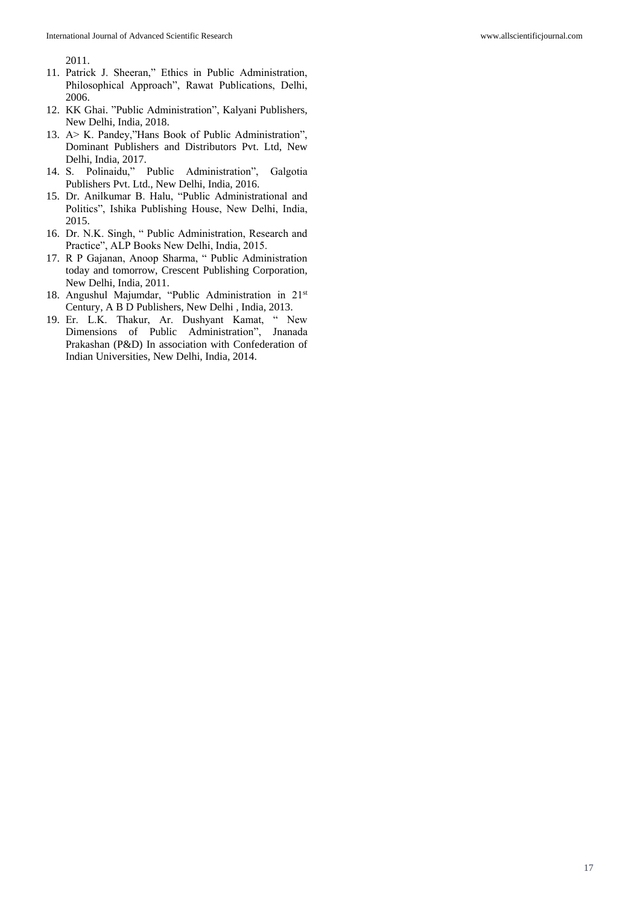2011.

11. Patrick J. Sheeran," Ethics in Public Administration, Philosophical Approach", Rawat Publications, Delhi, 2006.
12. KK Ghai. "Public Administration", Kalyani Publishers, New Delhi, India, 2018.
13. A> K. Pandey,"Hans Book of Public Administration", Dominant Publishers and Distributors Pvt. Ltd, New Delhi, India, 2017.
14. S. Polinaidu," Public Administration", Galgotia Publishers Pvt. Ltd., New Delhi, India, 2016.
15. Dr. Anilkumar B. Halu, "Public Administrational and Politics", Ishika Publishing House, New Delhi, India, 2015.
16. Dr. N.K. Singh, " Public Administration, Research and Practice", ALP Books New Delhi, India, 2015.
17. R P Gajanan, Anoop Sharma, " Public Administration today and tomorrow, Crescent Publishing Corporation, New Delhi, India, 2011.
18. Angushul Majumdar, "Public Administration in 21st Century, A B D Publishers, New Delhi , India, 2013.
19. Er. L.K. Thakur, Ar. Dushyant Kamat, " New Dimensions of Public Administration", Jnanada Prakashan (P&D) In association with Confederation of Indian Universities, New Delhi, India, 2014.